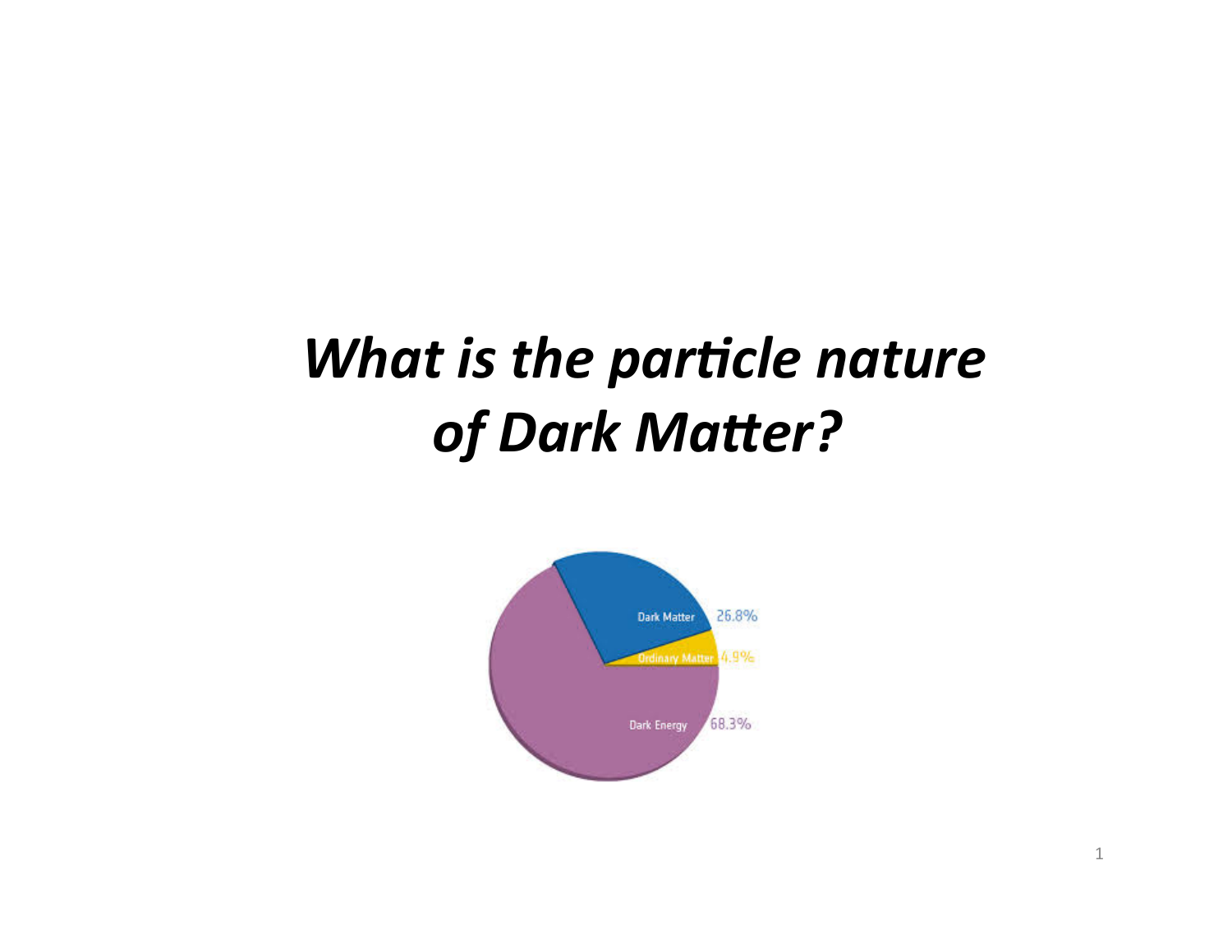# *What is the particle nature of Dark Matter?*

Dark Matter 26.8%

Ordinary Matter 4.9%

Dark Energy 68.3%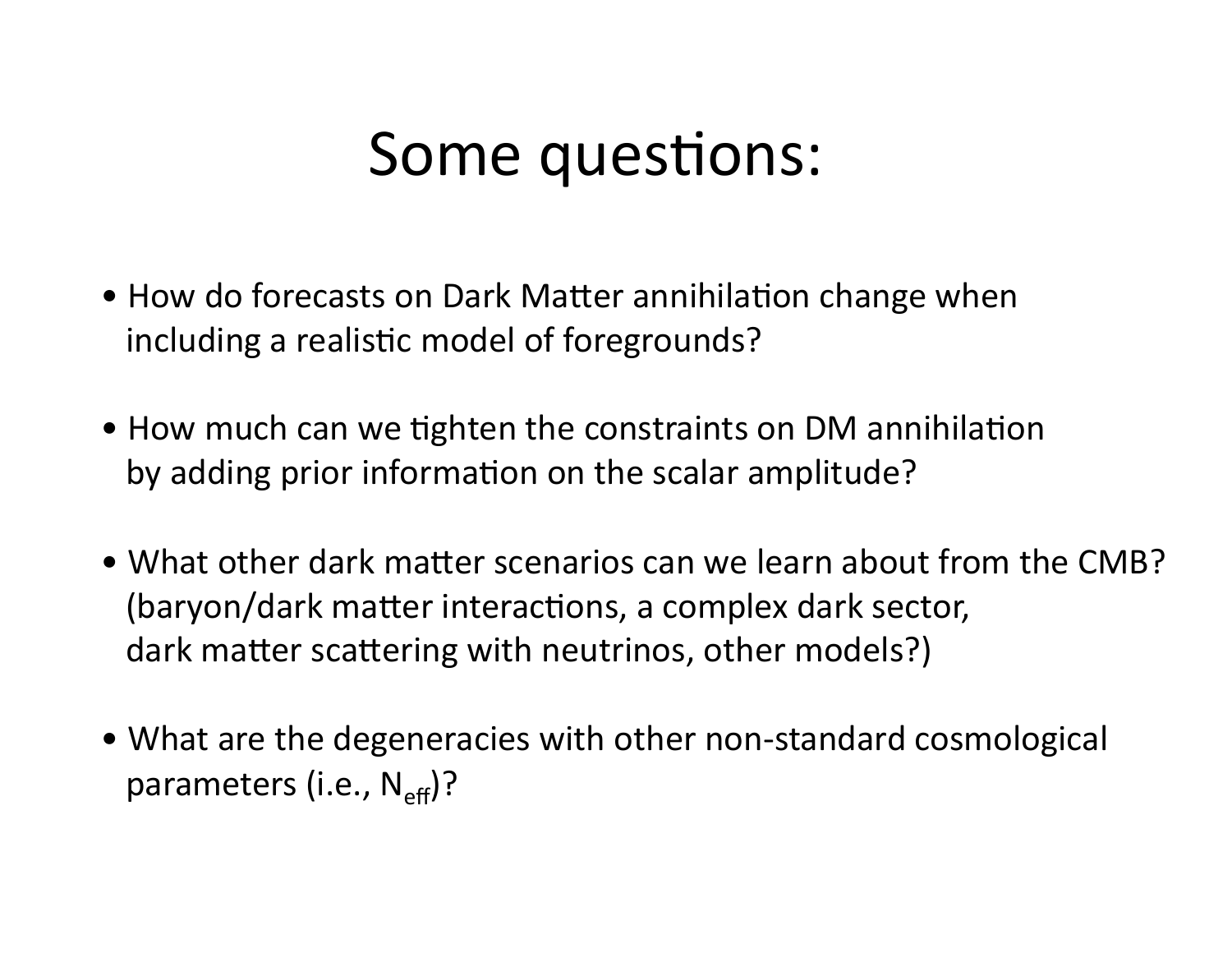# Some questions:

- How do forecasts on Dark Matter annihilation change when including a realistic model of foregrounds?

- How much can we tighten the constraints on DM annihilation by adding prior information on the scalar amplitude?

- What other dark matter scenarios can we learn about from the CMB? (baryon/dark matter interactions, a complex dark sector, dark matter scattering with neutrinos, other models?)

- What are the degeneracies with other non-standard cosmological parameters (i.e., $N_{eff}$)?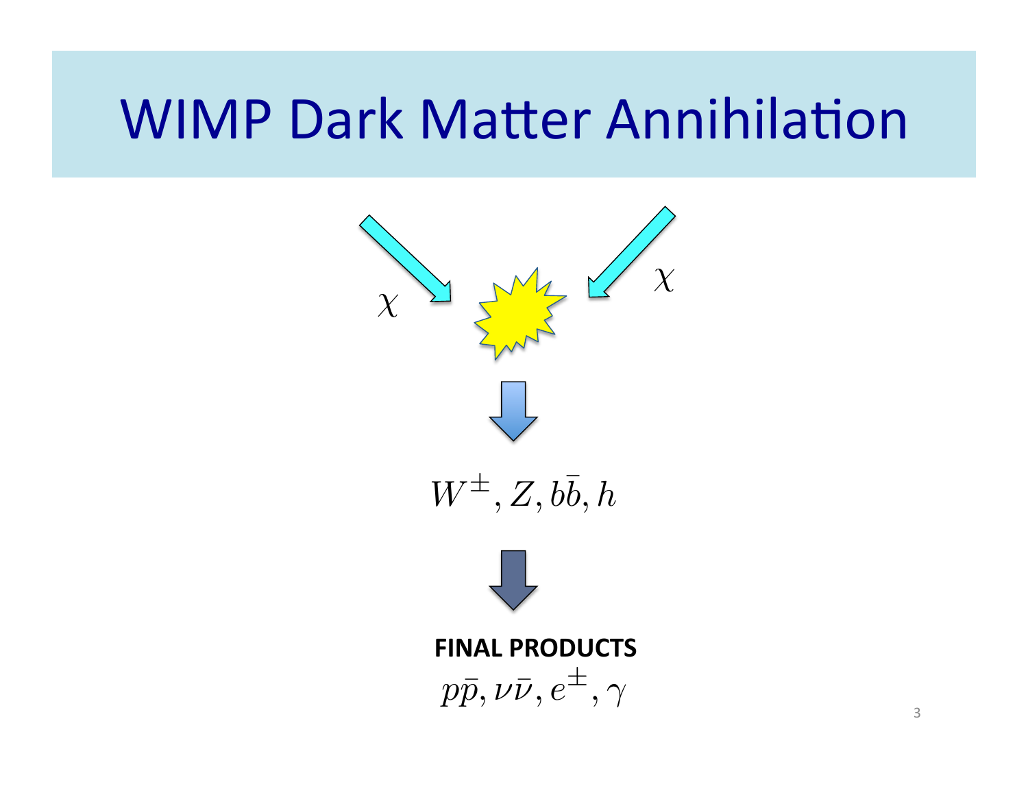# WIMP Dark Matter Annihilation

$\chi$ $\chi$

$W^{\pm}, Z, b\bar{b}, h$

**FINAL PRODUCTS**

$p\bar{p}, \nu\bar{\nu}, e^{\pm}, \gamma$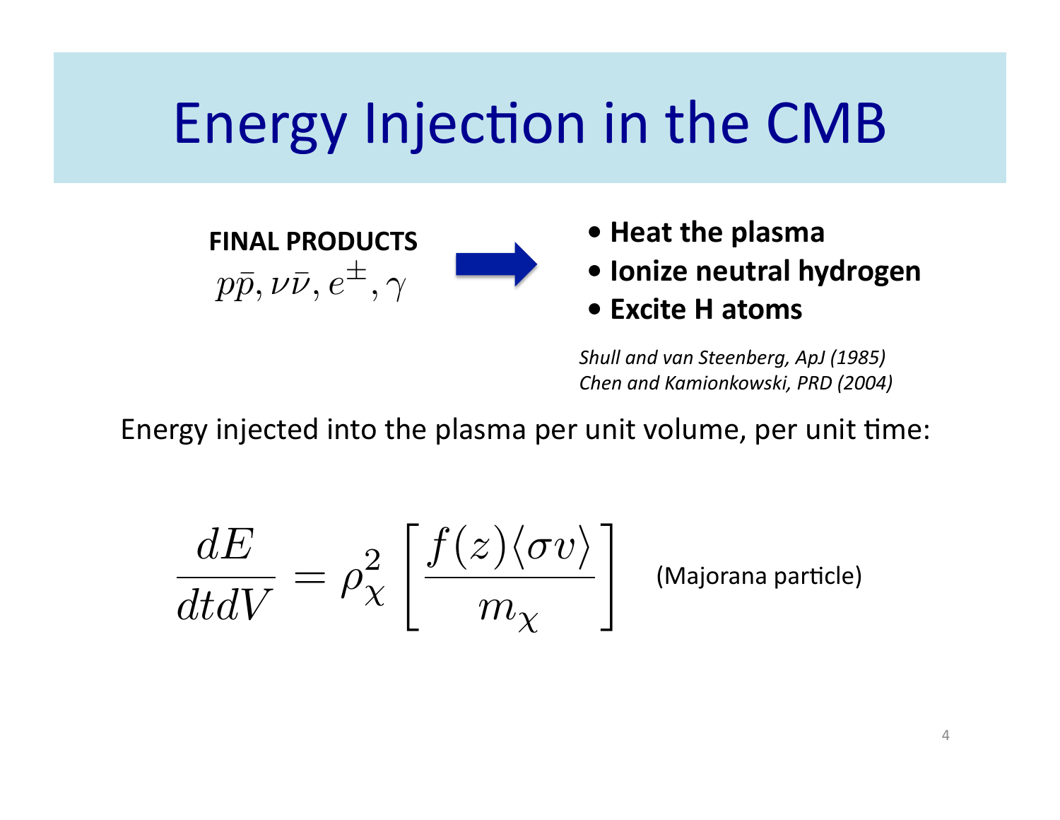# Energy Injection in the CMB

**FINAL PRODUCTS**

$p\bar{p}, \nu\bar{\nu}, e^{\pm}, \gamma$

- **Heat the plasma**
- **Ionize neutral hydrogen**
- **Excite H atoms**

*Shull and van Steenberg, ApJ (1985)*
*Chen and Kamionkowski, PRD (2004)*

Energy injected into the plasma per unit volume, per unit time:

$$\frac{dE}{dtdV} = \rho_\chi^2 \left[ \frac{f(z)\langle \sigma v \rangle}{m_\chi} \right]$$

(Majorana particle)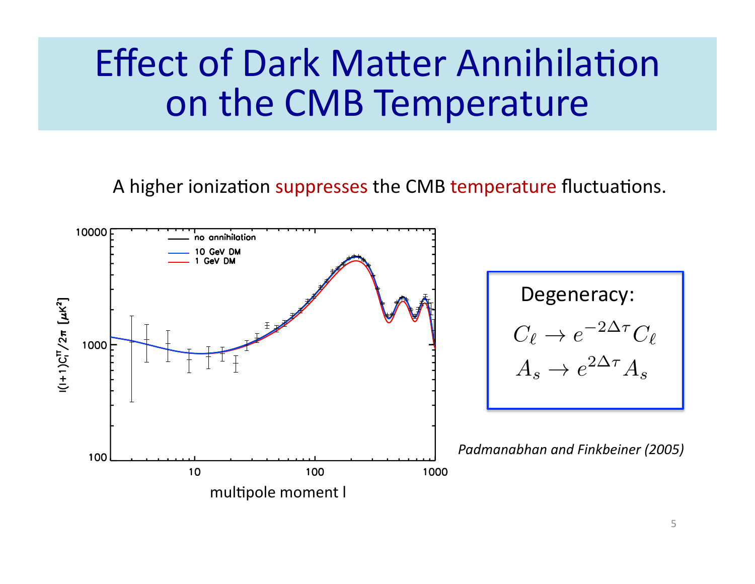# Effect of Dark Matter Annihilation on the CMB Temperature

A higher ionization suppresses the CMB temperature fluctuations.

Degeneracy:

$$C_\ell \to e^{-2\Delta\tau} C_\ell$$
$$A_s \to e^{2\Delta\tau} A_s$$

*Padmanabhan and Finkbeiner (2005)*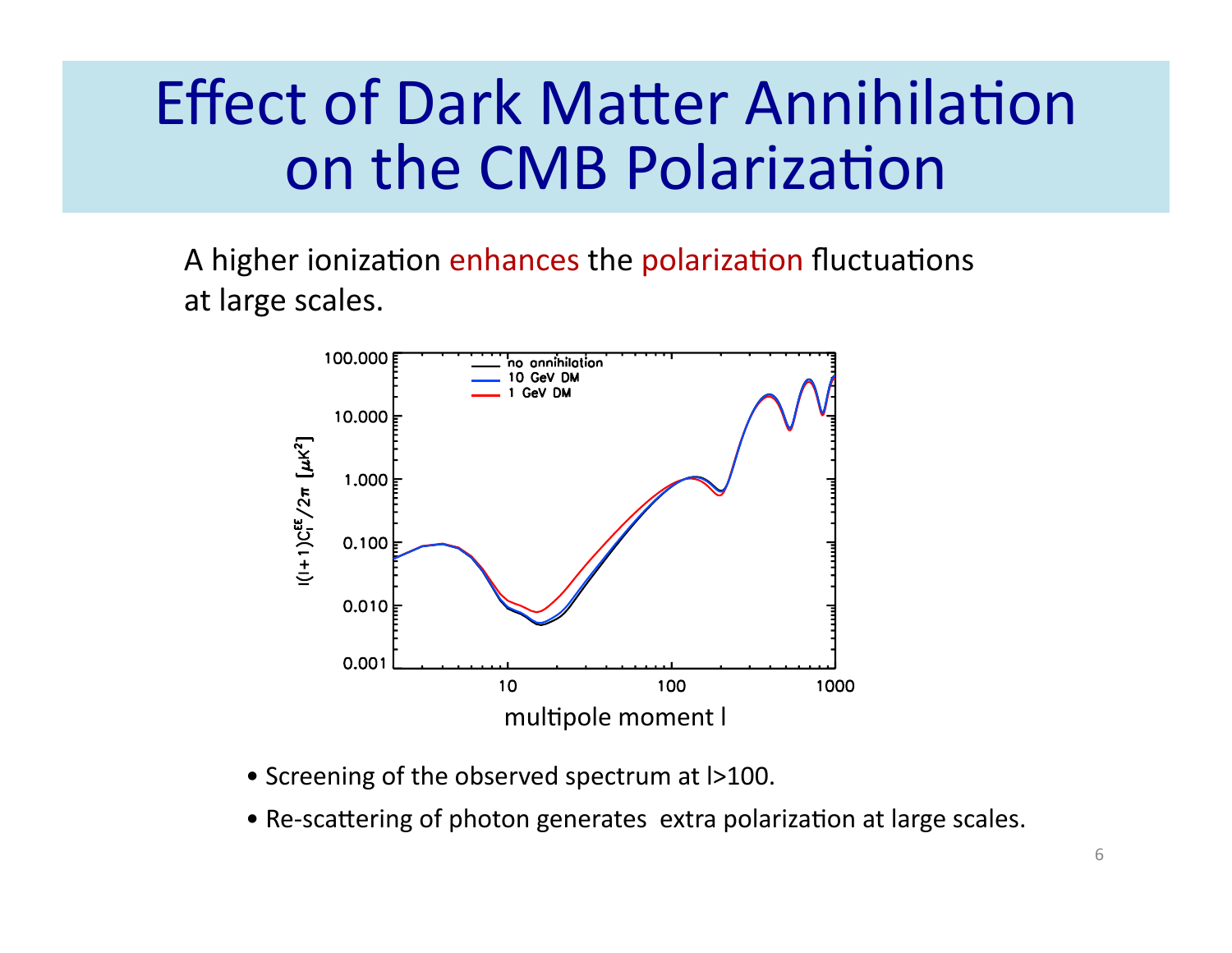# Effect of Dark Matter Annihilation on the CMB Polarization

A higher ionization enhances the polarization fluctuations at large scales.

- Screening of the observed spectrum at l>100.
- Re-scattering of photon generates extra polarization at large scales.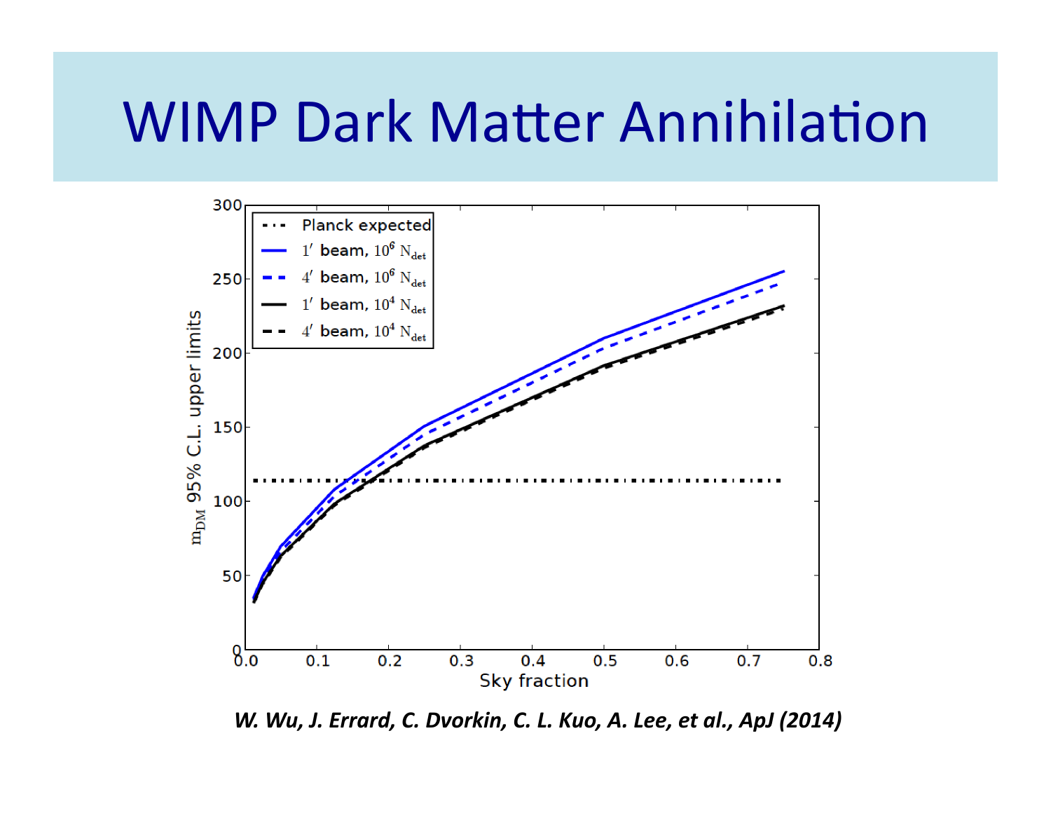# WIMP Dark Matter Annihilation

*W. Wu, J. Errard, C. Dvorkin, C. L. Kuo, A. Lee, et al., ApJ (2014)*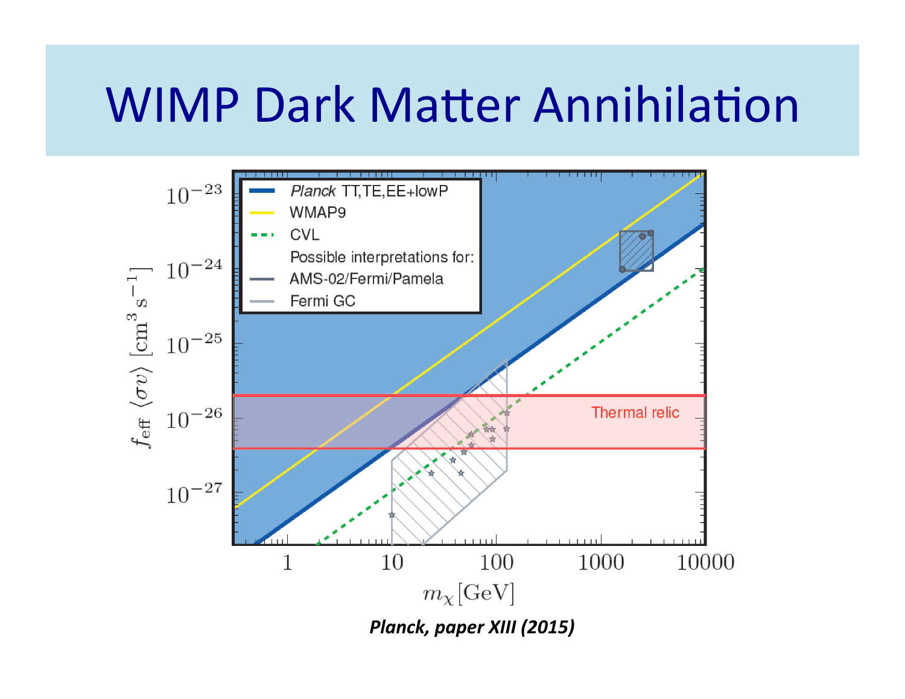# WIMP Dark Matter Annihilation

***Planck*, paper XIII (2015)**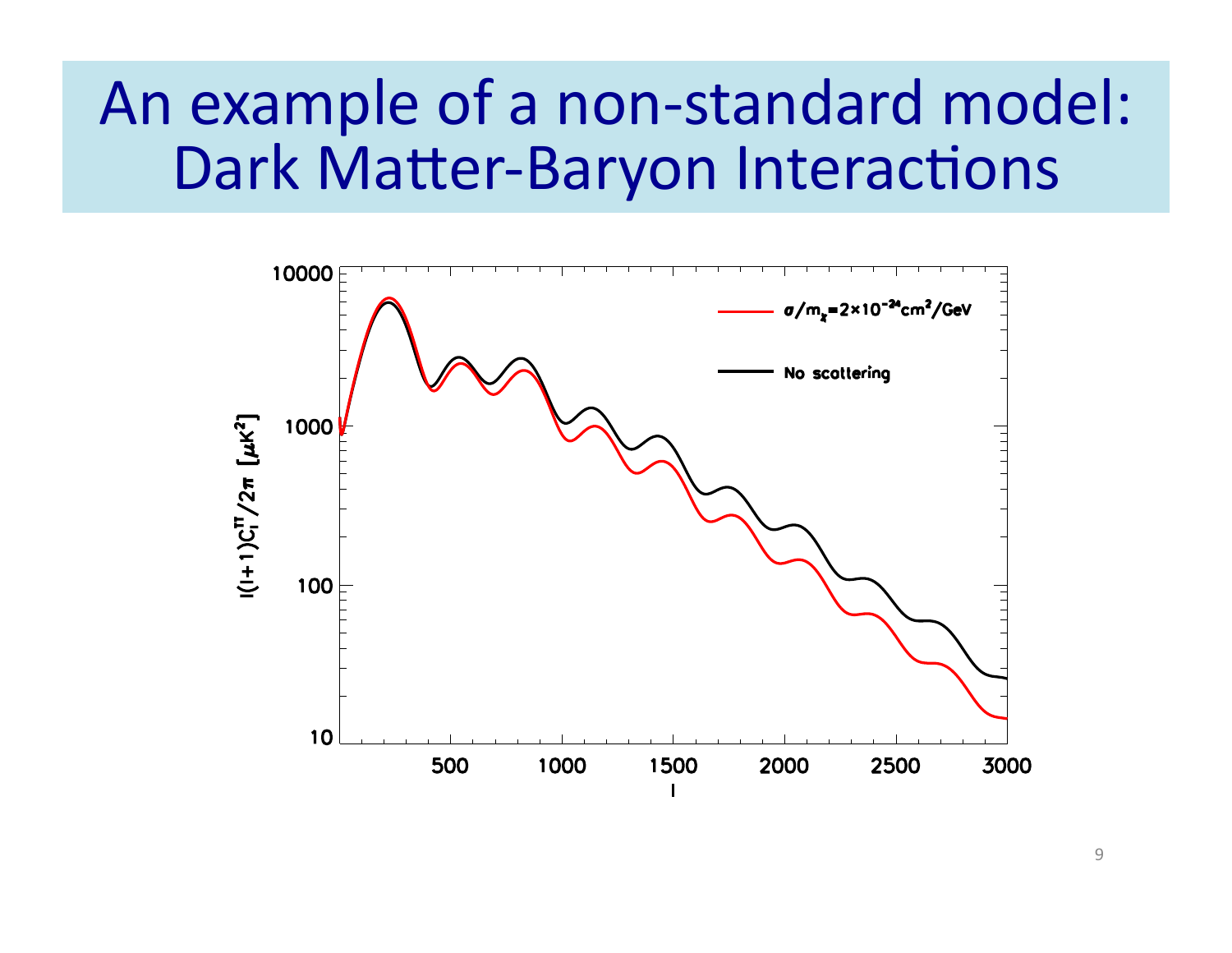# An example of a non-standard model: Dark Matter-Baryon Interactions

$\sigma/m_\chi$=2×10$^{-24}$cm$^2$/GeV

No scattering

$l(l+1)C_l^{TT}/2\pi$ [$\mu K^2$]

10000

1000

100

10

500

1000

1500

2000

2500

3000

l